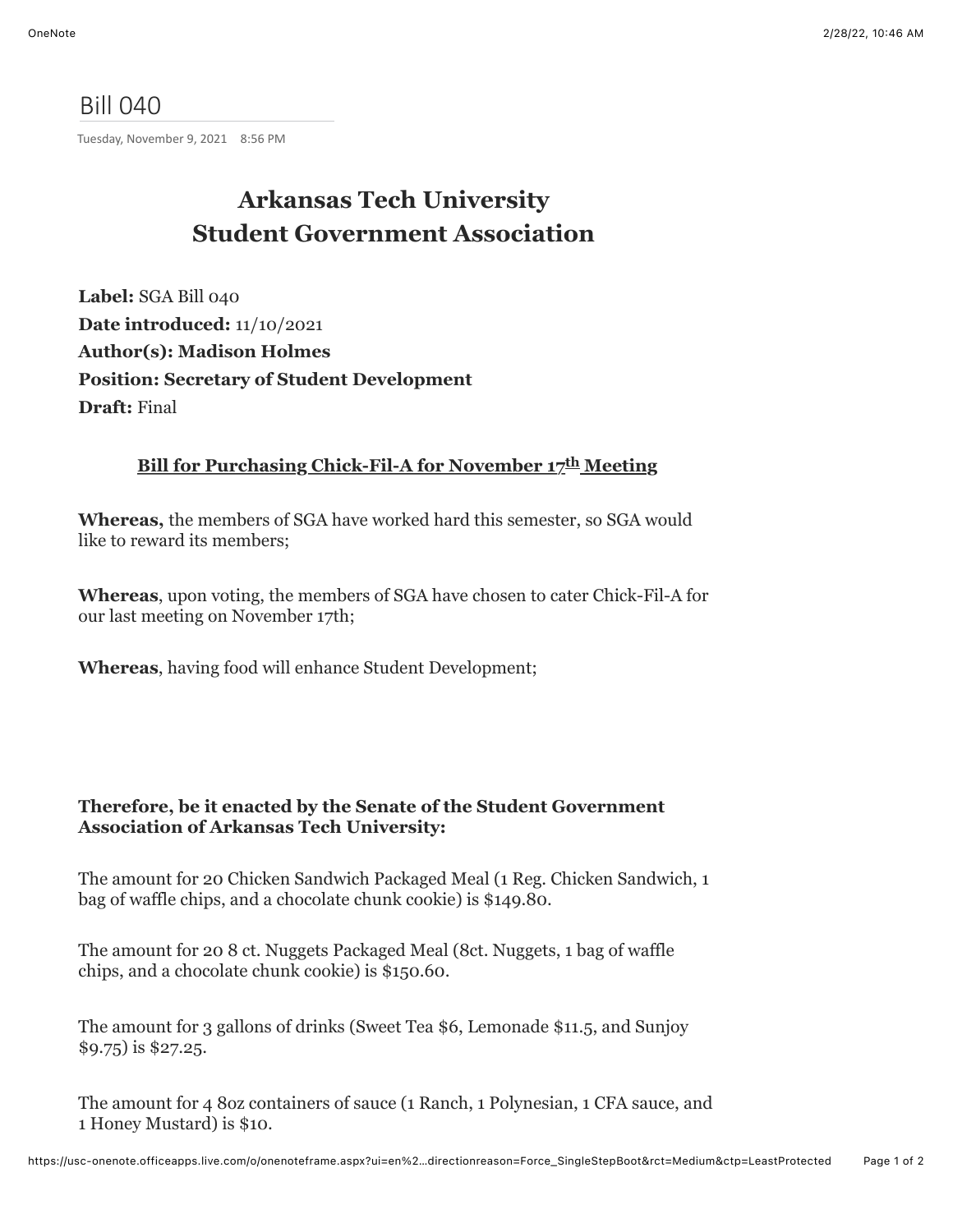# Bill 040

Tuesday, November 9, 2021 8:56 PM

## Arkansas Tech University
## Student Government Association

**Label:** SGA Bill 040
**Date introduced:** 11/10/2021
**Author(s): Madison Holmes**
**Position: Secretary of Student Development**
**Draft:** Final

### Bill for Purchasing Chick-Fil-A for November 17th Meeting

**Whereas,** the members of SGA have worked hard this semester, so SGA would like to reward its members;

**Whereas**, upon voting, the members of SGA have chosen to cater Chick-Fil-A for our last meeting on November 17th;

**Whereas**, having food will enhance Student Development;

**Therefore, be it enacted by the Senate of the Student Government Association of Arkansas Tech University:**

The amount for 20 Chicken Sandwich Packaged Meal (1 Reg. Chicken Sandwich, 1 bag of waffle chips, and a chocolate chunk cookie) is $149.80.

The amount for 20 8 ct. Nuggets Packaged Meal (8ct. Nuggets, 1 bag of waffle chips, and a chocolate chunk cookie) is $150.60.

The amount for 3 gallons of drinks (Sweet Tea $6, Lemonade $11.5, and Sunjoy $9.75) is $27.25.

The amount for 4 8oz containers of sauce (1 Ranch, 1 Polynesian, 1 CFA sauce, and 1 Honey Mustard) is $10.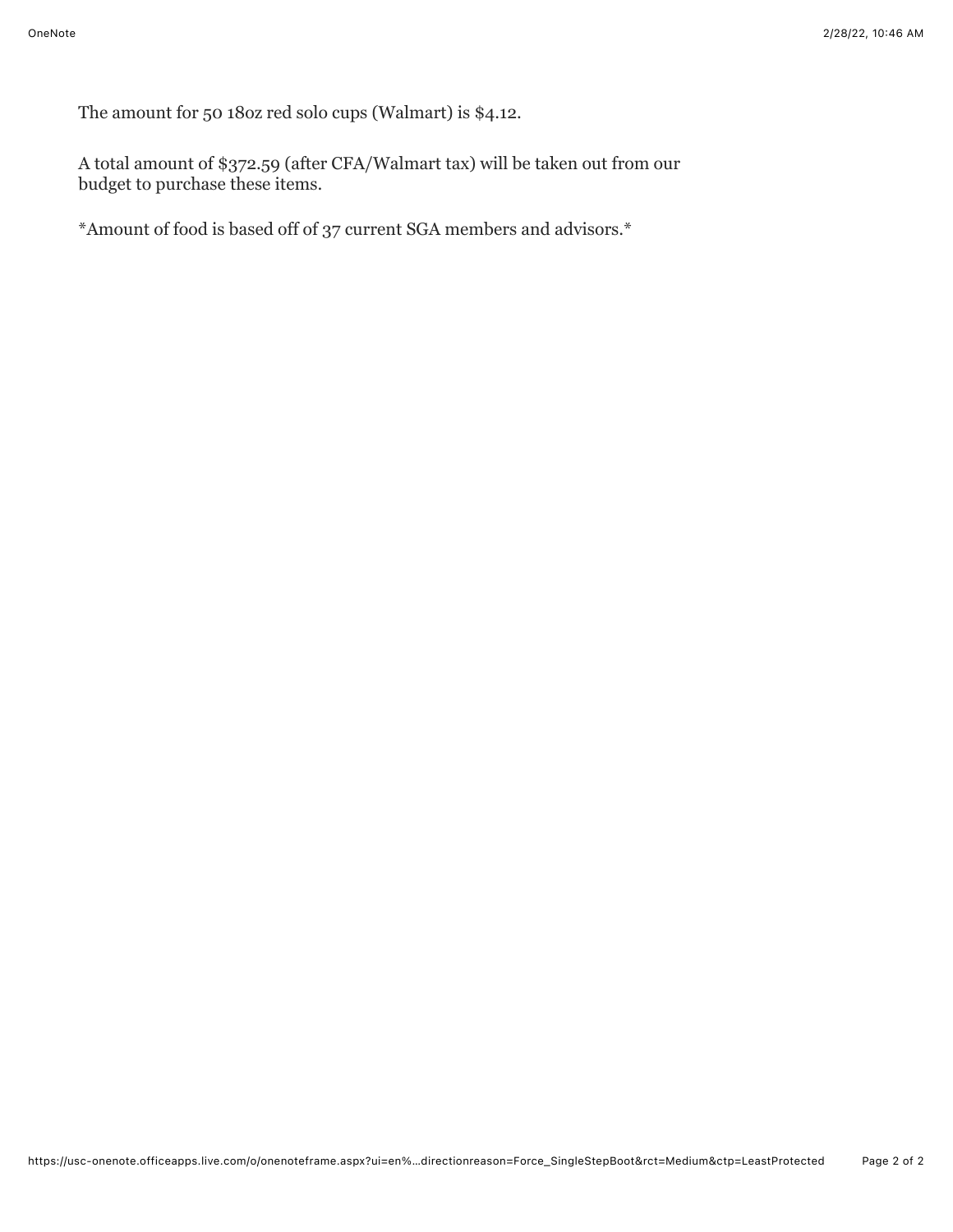The amount for 50 18oz red solo cups (Walmart) is $4.12.

A total amount of $372.59 (after CFA/Walmart tax) will be taken out from our budget to purchase these items.

*Amount of food is based off of 37 current SGA members and advisors.*